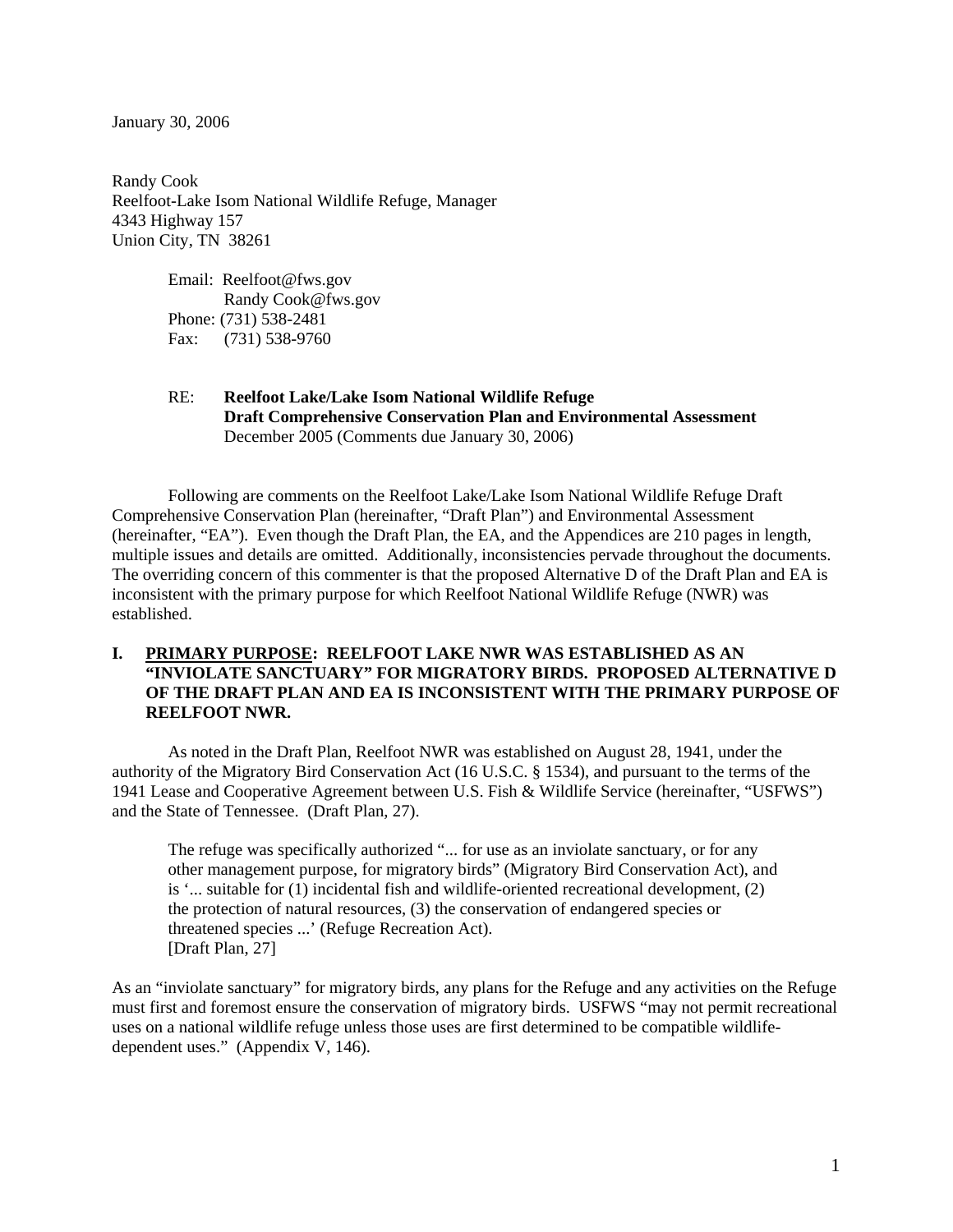January 30, 2006

Randy Cook
Reelfoot-Lake Isom National Wildlife Refuge, Manager
4343 Highway 157
Union City, TN 38261

Email: Reelfoot@fws.gov
Randy Cook@fws.gov
Phone: (731) 538-2481
Fax: (731) 538-9760

RE: **Reelfoot Lake/Lake Isom National Wildlife Refuge**
**Draft Comprehensive Conservation Plan and Environmental Assessment**
December 2005 (Comments due January 30, 2006)

Following are comments on the Reelfoot Lake/Lake Isom National Wildlife Refuge Draft Comprehensive Conservation Plan (hereinafter, "Draft Plan") and Environmental Assessment (hereinafter, "EA"). Even though the Draft Plan, the EA, and the Appendices are 210 pages in length, multiple issues and details are omitted. Additionally, inconsistencies pervade throughout the documents. The overriding concern of this commenter is that the proposed Alternative D of the Draft Plan and EA is inconsistent with the primary purpose for which Reelfoot National Wildlife Refuge (NWR) was established.

## I. <u>PRIMARY PURPOSE</u>: REELFOOT LAKE NWR WAS ESTABLISHED AS AN "INVIOLATE SANCTUARY" FOR MIGRATORY BIRDS. PROPOSED ALTERNATIVE D OF THE DRAFT PLAN AND EA IS INCONSISTENT WITH THE PRIMARY PURPOSE OF REELFOOT NWR.

As noted in the Draft Plan, Reelfoot NWR was established on August 28, 1941, under the authority of the Migratory Bird Conservation Act (16 U.S.C. § 1534), and pursuant to the terms of the 1941 Lease and Cooperative Agreement between U.S. Fish & Wildlife Service (hereinafter, "USFWS") and the State of Tennessee. (Draft Plan, 27).

> The refuge was specifically authorized "... for use as an inviolate sanctuary, or for any other management purpose, for migratory birds" (Migratory Bird Conservation Act), and is '... suitable for (1) incidental fish and wildlife-oriented recreational development, (2) the protection of natural resources, (3) the conservation of endangered species or threatened species ...' (Refuge Recreation Act).
> [Draft Plan, 27]

As an "inviolate sanctuary" for migratory birds, any plans for the Refuge and any activities on the Refuge must first and foremost ensure the conservation of migratory birds. USFWS "may not permit recreational uses on a national wildlife refuge unless those uses are first determined to be compatible wildlife-dependent uses." (Appendix V, 146).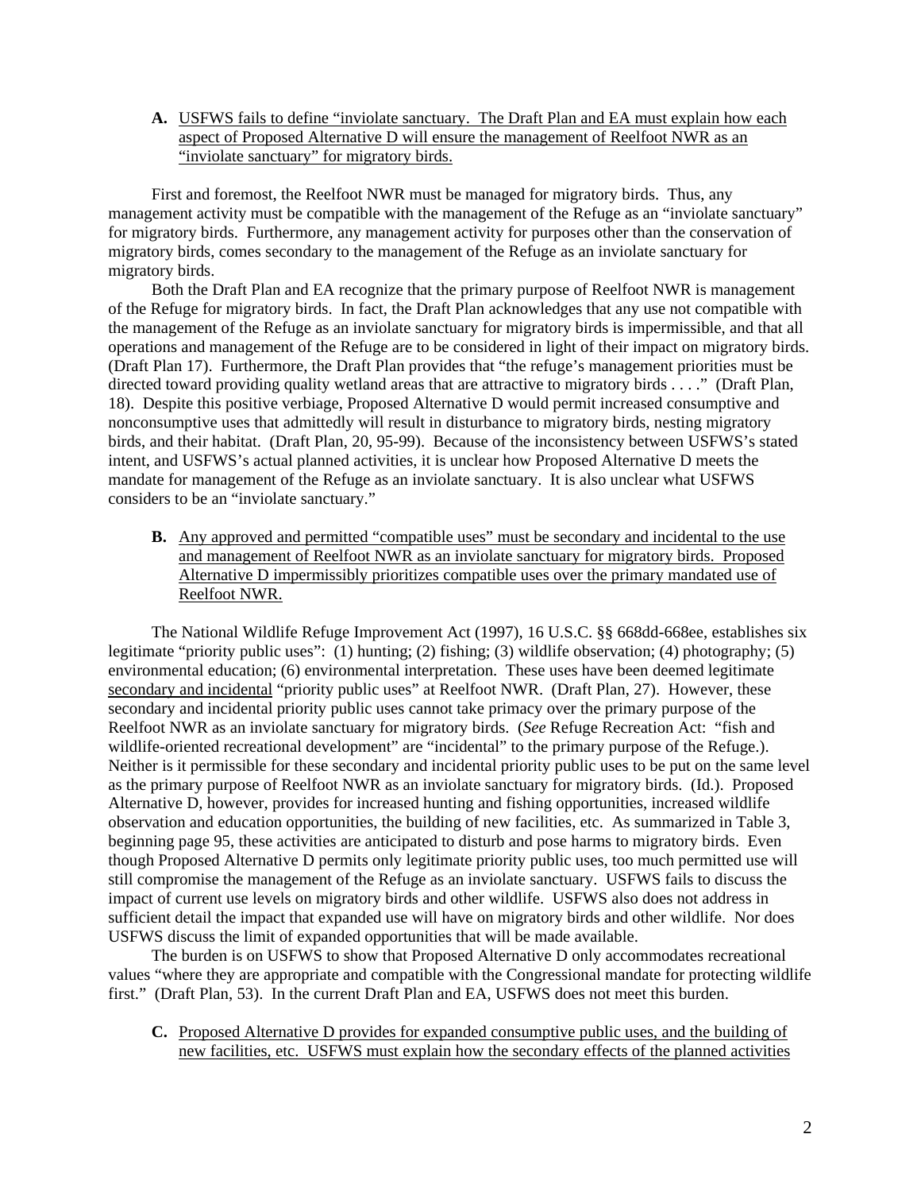**A.** <u>USFWS fails to define "inviolate sanctuary. The Draft Plan and EA must explain how each aspect of Proposed Alternative D will ensure the management of Reelfoot NWR as an "inviolate sanctuary" for migratory birds.</u>

First and foremost, the Reelfoot NWR must be managed for migratory birds. Thus, any management activity must be compatible with the management of the Refuge as an "inviolate sanctuary" for migratory birds. Furthermore, any management activity for purposes other than the conservation of migratory birds, comes secondary to the management of the Refuge as an inviolate sanctuary for migratory birds.

Both the Draft Plan and EA recognize that the primary purpose of Reelfoot NWR is management of the Refuge for migratory birds. In fact, the Draft Plan acknowledges that any use not compatible with the management of the Refuge as an inviolate sanctuary for migratory birds is impermissible, and that all operations and management of the Refuge are to be considered in light of their impact on migratory birds. (Draft Plan 17). Furthermore, the Draft Plan provides that "the refuge's management priorities must be directed toward providing quality wetland areas that are attractive to migratory birds . . . ." (Draft Plan, 18). Despite this positive verbiage, Proposed Alternative D would permit increased consumptive and nonconsumptive uses that admittedly will result in disturbance to migratory birds, nesting migratory birds, and their habitat. (Draft Plan, 20, 95-99). Because of the inconsistency between USFWS's stated intent, and USFWS's actual planned activities, it is unclear how Proposed Alternative D meets the mandate for management of the Refuge as an inviolate sanctuary. It is also unclear what USFWS considers to be an "inviolate sanctuary."

**B.** <u>Any approved and permitted "compatible uses" must be secondary and incidental to the use and management of Reelfoot NWR as an inviolate sanctuary for migratory birds. Proposed Alternative D impermissibly prioritizes compatible uses over the primary mandated use of Reelfoot NWR.</u>

The National Wildlife Refuge Improvement Act (1997), 16 U.S.C. §§ 668dd-668ee, establishes six legitimate "priority public uses": (1) hunting; (2) fishing; (3) wildlife observation; (4) photography; (5) environmental education; (6) environmental interpretation. These uses have been deemed legitimate <u>secondary and incidental</u> "priority public uses" at Reelfoot NWR. (Draft Plan, 27). However, these secondary and incidental priority public uses cannot take primacy over the primary purpose of the Reelfoot NWR as an inviolate sanctuary for migratory birds. (*See* Refuge Recreation Act: "fish and wildlife-oriented recreational development" are "incidental" to the primary purpose of the Refuge.). Neither is it permissible for these secondary and incidental priority public uses to be put on the same level as the primary purpose of Reelfoot NWR as an inviolate sanctuary for migratory birds. (Id.). Proposed Alternative D, however, provides for increased hunting and fishing opportunities, increased wildlife observation and education opportunities, the building of new facilities, etc. As summarized in Table 3, beginning page 95, these activities are anticipated to disturb and pose harms to migratory birds. Even though Proposed Alternative D permits only legitimate priority public uses, too much permitted use will still compromise the management of the Refuge as an inviolate sanctuary. USFWS fails to discuss the impact of current use levels on migratory birds and other wildlife. USFWS also does not address in sufficient detail the impact that expanded use will have on migratory birds and other wildlife. Nor does USFWS discuss the limit of expanded opportunities that will be made available.

The burden is on USFWS to show that Proposed Alternative D only accommodates recreational values "where they are appropriate and compatible with the Congressional mandate for protecting wildlife first." (Draft Plan, 53). In the current Draft Plan and EA, USFWS does not meet this burden.

**C.** <u>Proposed Alternative D provides for expanded consumptive public uses, and the building of new facilities, etc. USFWS must explain how the secondary effects of the planned activities</u>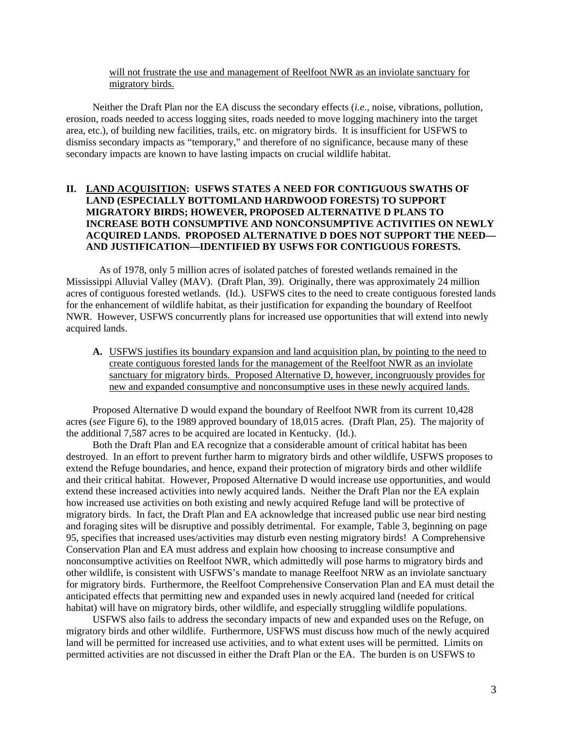<u>will not frustrate the use and management of Reelfoot NWR as an inviolate sanctuary for migratory birds.</u>

Neither the Draft Plan nor the EA discuss the secondary effects (*i.e.*, noise, vibrations, pollution, erosion, roads needed to access logging sites, roads needed to move logging machinery into the target area, etc.), of building new facilities, trails, etc. on migratory birds. It is insufficient for USFWS to dismiss secondary impacts as "temporary," and therefore of no significance, because many of these secondary impacts are known to have lasting impacts on crucial wildlife habitat.

## II. <u>LAND ACQUISITION</u>: USFWS STATES A NEED FOR CONTIGUOUS SWATHS OF LAND (ESPECIALLY BOTTOMLAND HARDWOOD FORESTS) TO SUPPORT MIGRATORY BIRDS; HOWEVER, PROPOSED ALTERNATIVE D PLANS TO INCREASE BOTH CONSUMPTIVE AND NONCONSUMPTIVE ACTIVITIES ON NEWLY ACQUIRED LANDS. PROPOSED ALTERNATIVE D DOES NOT SUPPORT THE NEED—AND JUSTIFICATION—IDENTIFIED BY USFWS FOR CONTIGUOUS FORESTS.

As of 1978, only 5 million acres of isolated patches of forested wetlands remained in the Mississippi Alluvial Valley (MAV). (Draft Plan, 39). Originally, there was approximately 24 million acres of contiguous forested wetlands. (Id.). USFWS cites to the need to create contiguous forested lands for the enhancement of wildlife habitat, as their justification for expanding the boundary of Reelfoot NWR. However, USFWS concurrently plans for increased use opportunities that will extend into newly acquired lands.

**A.** <u>USFWS justifies its boundary expansion and land acquisition plan, by pointing to the need to create contiguous forested lands for the management of the Reelfoot NWR as an inviolate sanctuary for migratory birds. Proposed Alternative D, however, incongruously provides for new and expanded consumptive and nonconsumptive uses in these newly acquired lands.</u>

Proposed Alternative D would expand the boundary of Reelfoot NWR from its current 10,428 acres (*see* Figure 6), to the 1989 approved boundary of 18,015 acres. (Draft Plan, 25). The majority of the additional 7,587 acres to be acquired are located in Kentucky. (Id.).

Both the Draft Plan and EA recognize that a considerable amount of critical habitat has been destroyed. In an effort to prevent further harm to migratory birds and other wildlife, USFWS proposes to extend the Refuge boundaries, and hence, expand their protection of migratory birds and other wildlife and their critical habitat. However, Proposed Alternative D would increase use opportunities, and would extend these increased activities into newly acquired lands. Neither the Draft Plan nor the EA explain how increased use activities on both existing and newly acquired Refuge land will be protective of migratory birds. In fact, the Draft Plan and EA acknowledge that increased public use near bird nesting and foraging sites will be disruptive and possibly detrimental. For example, Table 3, beginning on page 95, specifies that increased uses/activities may disturb even nesting migratory birds! A Comprehensive Conservation Plan and EA must address and explain how choosing to increase consumptive and nonconsumptive activities on Reelfoot NWR, which admittedly will pose harms to migratory birds and other wildlife, is consistent with USFWS's mandate to manage Reelfoot NRW as an inviolate sanctuary for migratory birds. Furthermore, the Reelfoot Comprehensive Conservation Plan and EA must detail the anticipated effects that permitting new and expanded uses in newly acquired land (needed for critical habitat) will have on migratory birds, other wildlife, and especially struggling wildlife populations.

USFWS also fails to address the secondary impacts of new and expanded uses on the Refuge, on migratory birds and other wildlife. Furthermore, USFWS must discuss how much of the newly acquired land will be permitted for increased use activities, and to what extent uses will be permitted. Limits on permitted activities are not discussed in either the Draft Plan or the EA. The burden is on USFWS to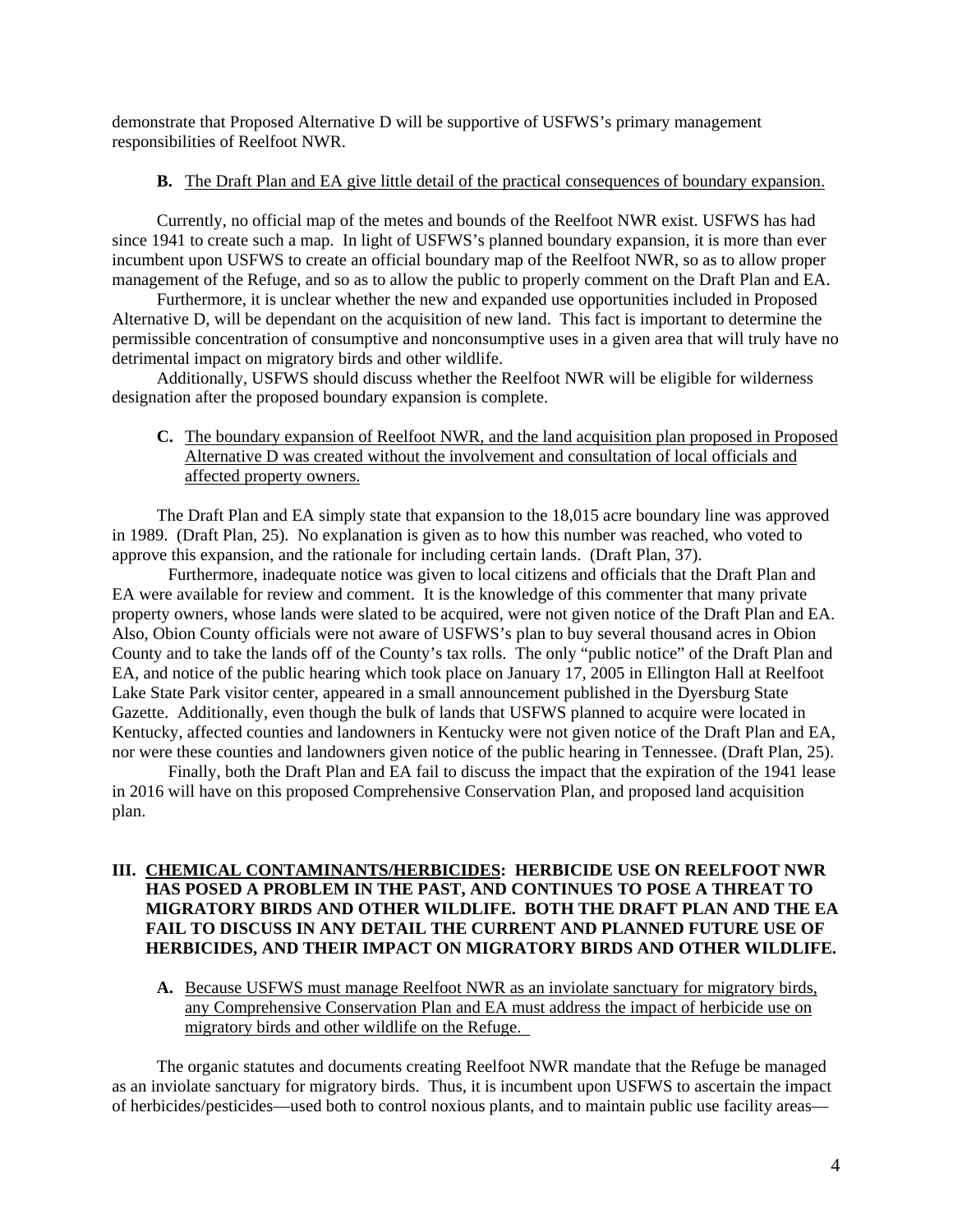demonstrate that Proposed Alternative D will be supportive of USFWS's primary management responsibilities of Reelfoot NWR.

**B.** The Draft Plan and EA give little detail of the practical consequences of boundary expansion.

Currently, no official map of the metes and bounds of the Reelfoot NWR exist. USFWS has had since 1941 to create such a map. In light of USFWS's planned boundary expansion, it is more than ever incumbent upon USFWS to create an official boundary map of the Reelfoot NWR, so as to allow proper management of the Refuge, and so as to allow the public to properly comment on the Draft Plan and EA.

Furthermore, it is unclear whether the new and expanded use opportunities included in Proposed Alternative D, will be dependant on the acquisition of new land. This fact is important to determine the permissible concentration of consumptive and nonconsumptive uses in a given area that will truly have no detrimental impact on migratory birds and other wildlife.

Additionally, USFWS should discuss whether the Reelfoot NWR will be eligible for wilderness designation after the proposed boundary expansion is complete.

**C.** The boundary expansion of Reelfoot NWR, and the land acquisition plan proposed in Proposed Alternative D was created without the involvement and consultation of local officials and affected property owners.

The Draft Plan and EA simply state that expansion to the 18,015 acre boundary line was approved in 1989. (Draft Plan, 25). No explanation is given as to how this number was reached, who voted to approve this expansion, and the rationale for including certain lands. (Draft Plan, 37).

Furthermore, inadequate notice was given to local citizens and officials that the Draft Plan and EA were available for review and comment. It is the knowledge of this commenter that many private property owners, whose lands were slated to be acquired, were not given notice of the Draft Plan and EA. Also, Obion County officials were not aware of USFWS's plan to buy several thousand acres in Obion County and to take the lands off of the County's tax rolls. The only "public notice" of the Draft Plan and EA, and notice of the public hearing which took place on January 17, 2005 in Ellington Hall at Reelfoot Lake State Park visitor center, appeared in a small announcement published in the Dyersburg State Gazette. Additionally, even though the bulk of lands that USFWS planned to acquire were located in Kentucky, affected counties and landowners in Kentucky were not given notice of the Draft Plan and EA, nor were these counties and landowners given notice of the public hearing in Tennessee. (Draft Plan, 25).

Finally, both the Draft Plan and EA fail to discuss the impact that the expiration of the 1941 lease in 2016 will have on this proposed Comprehensive Conservation Plan, and proposed land acquisition plan.

## III. CHEMICAL CONTAMINANTS/HERBICIDES: HERBICIDE USE ON REELFOOT NWR HAS POSED A PROBLEM IN THE PAST, AND CONTINUES TO POSE A THREAT TO MIGRATORY BIRDS AND OTHER WILDLIFE. BOTH THE DRAFT PLAN AND THE EA FAIL TO DISCUSS IN ANY DETAIL THE CURRENT AND PLANNED FUTURE USE OF HERBICIDES, AND THEIR IMPACT ON MIGRATORY BIRDS AND OTHER WILDLIFE.

**A.** Because USFWS must manage Reelfoot NWR as an inviolate sanctuary for migratory birds, any Comprehensive Conservation Plan and EA must address the impact of herbicide use on migratory birds and other wildlife on the Refuge.

The organic statutes and documents creating Reelfoot NWR mandate that the Refuge be managed as an inviolate sanctuary for migratory birds. Thus, it is incumbent upon USFWS to ascertain the impact of herbicides/pesticides—used both to control noxious plants, and to maintain public use facility areas—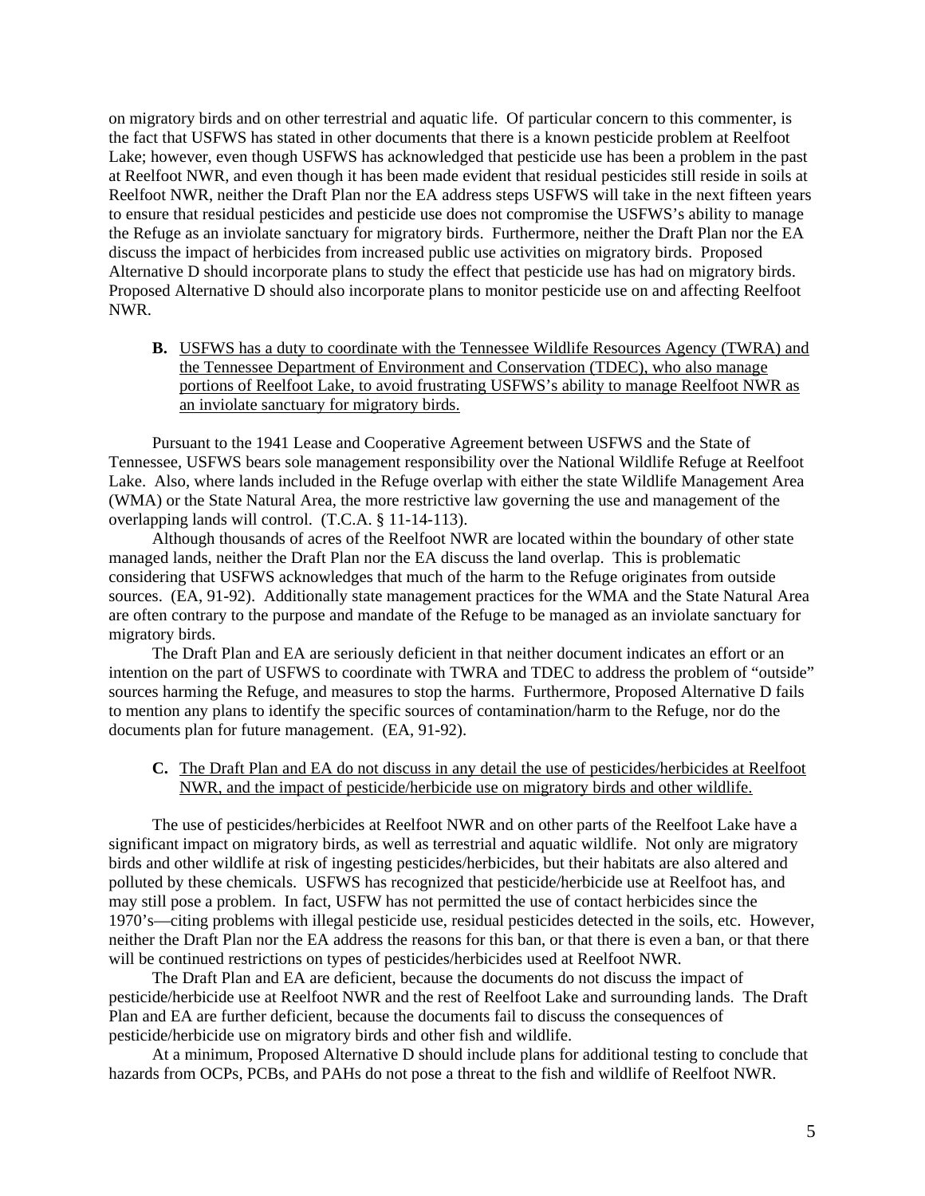on migratory birds and on other terrestrial and aquatic life. Of particular concern to this commenter, is the fact that USFWS has stated in other documents that there is a known pesticide problem at Reelfoot Lake; however, even though USFWS has acknowledged that pesticide use has been a problem in the past at Reelfoot NWR, and even though it has been made evident that residual pesticides still reside in soils at Reelfoot NWR, neither the Draft Plan nor the EA address steps USFWS will take in the next fifteen years to ensure that residual pesticides and pesticide use does not compromise the USFWS's ability to manage the Refuge as an inviolate sanctuary for migratory birds. Furthermore, neither the Draft Plan nor the EA discuss the impact of herbicides from increased public use activities on migratory birds. Proposed Alternative D should incorporate plans to study the effect that pesticide use has had on migratory birds. Proposed Alternative D should also incorporate plans to monitor pesticide use on and affecting Reelfoot NWR.

**B.** USFWS has a duty to coordinate with the Tennessee Wildlife Resources Agency (TWRA) and the Tennessee Department of Environment and Conservation (TDEC), who also manage portions of Reelfoot Lake, to avoid frustrating USFWS's ability to manage Reelfoot NWR as an inviolate sanctuary for migratory birds.

Pursuant to the 1941 Lease and Cooperative Agreement between USFWS and the State of Tennessee, USFWS bears sole management responsibility over the National Wildlife Refuge at Reelfoot Lake. Also, where lands included in the Refuge overlap with either the state Wildlife Management Area (WMA) or the State Natural Area, the more restrictive law governing the use and management of the overlapping lands will control. (T.C.A. § 11-14-113).

Although thousands of acres of the Reelfoot NWR are located within the boundary of other state managed lands, neither the Draft Plan nor the EA discuss the land overlap. This is problematic considering that USFWS acknowledges that much of the harm to the Refuge originates from outside sources. (EA, 91-92). Additionally state management practices for the WMA and the State Natural Area are often contrary to the purpose and mandate of the Refuge to be managed as an inviolate sanctuary for migratory birds.

The Draft Plan and EA are seriously deficient in that neither document indicates an effort or an intention on the part of USFWS to coordinate with TWRA and TDEC to address the problem of "outside" sources harming the Refuge, and measures to stop the harms. Furthermore, Proposed Alternative D fails to mention any plans to identify the specific sources of contamination/harm to the Refuge, nor do the documents plan for future management. (EA, 91-92).

**C.** The Draft Plan and EA do not discuss in any detail the use of pesticides/herbicides at Reelfoot NWR, and the impact of pesticide/herbicide use on migratory birds and other wildlife.

The use of pesticides/herbicides at Reelfoot NWR and on other parts of the Reelfoot Lake have a significant impact on migratory birds, as well as terrestrial and aquatic wildlife. Not only are migratory birds and other wildlife at risk of ingesting pesticides/herbicides, but their habitats are also altered and polluted by these chemicals. USFWS has recognized that pesticide/herbicide use at Reelfoot has, and may still pose a problem. In fact, USFW has not permitted the use of contact herbicides since the 1970's—citing problems with illegal pesticide use, residual pesticides detected in the soils, etc. However, neither the Draft Plan nor the EA address the reasons for this ban, or that there is even a ban, or that there will be continued restrictions on types of pesticides/herbicides used at Reelfoot NWR.

The Draft Plan and EA are deficient, because the documents do not discuss the impact of pesticide/herbicide use at Reelfoot NWR and the rest of Reelfoot Lake and surrounding lands. The Draft Plan and EA are further deficient, because the documents fail to discuss the consequences of pesticide/herbicide use on migratory birds and other fish and wildlife.

At a minimum, Proposed Alternative D should include plans for additional testing to conclude that hazards from OCPs, PCBs, and PAHs do not pose a threat to the fish and wildlife of Reelfoot NWR.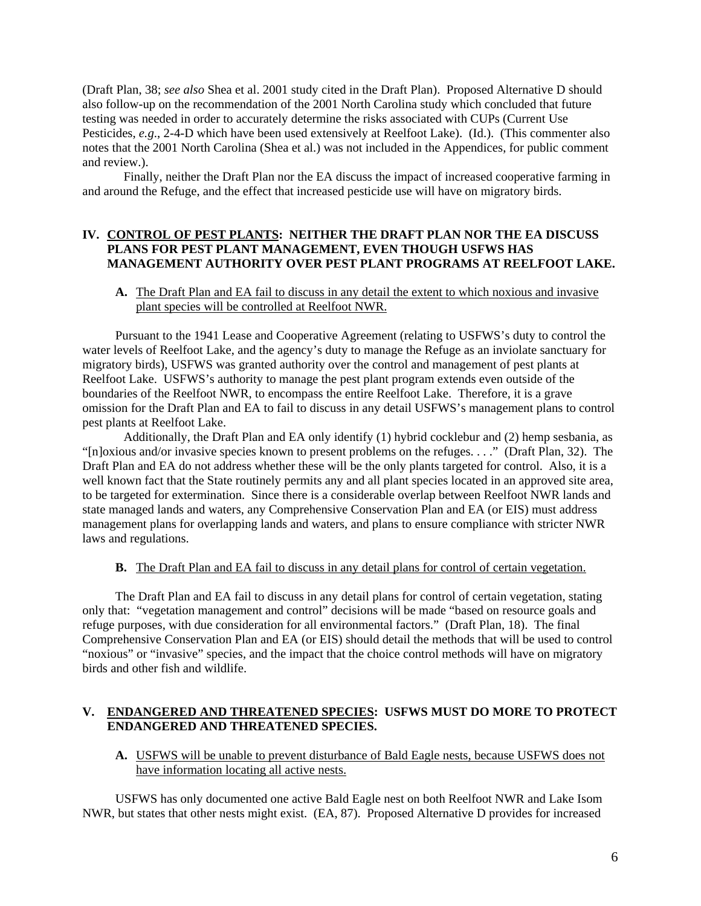(Draft Plan, 38; *see also* Shea et al. 2001 study cited in the Draft Plan). Proposed Alternative D should also follow-up on the recommendation of the 2001 North Carolina study which concluded that future testing was needed in order to accurately determine the risks associated with CUPs (Current Use Pesticides, *e.g*., 2-4-D which have been used extensively at Reelfoot Lake). (Id.). (This commenter also notes that the 2001 North Carolina (Shea et al.) was not included in the Appendices, for public comment and review.).

Finally, neither the Draft Plan nor the EA discuss the impact of increased cooperative farming in and around the Refuge, and the effect that increased pesticide use will have on migratory birds.

## IV. <u>CONTROL OF PEST PLANTS</u>: NEITHER THE DRAFT PLAN NOR THE EA DISCUSS PLANS FOR PEST PLANT MANAGEMENT, EVEN THOUGH USFWS HAS MANAGEMENT AUTHORITY OVER PEST PLANT PROGRAMS AT REELFOOT LAKE.

### **A.** <u>The Draft Plan and EA fail to discuss in any detail the extent to which noxious and invasive plant species will be controlled at Reelfoot NWR.</u>

Pursuant to the 1941 Lease and Cooperative Agreement (relating to USFWS's duty to control the water levels of Reelfoot Lake, and the agency's duty to manage the Refuge as an inviolate sanctuary for migratory birds), USFWS was granted authority over the control and management of pest plants at Reelfoot Lake. USFWS's authority to manage the pest plant program extends even outside of the boundaries of the Reelfoot NWR, to encompass the entire Reelfoot Lake. Therefore, it is a grave omission for the Draft Plan and EA to fail to discuss in any detail USFWS's management plans to control pest plants at Reelfoot Lake.

Additionally, the Draft Plan and EA only identify (1) hybrid cocklebur and (2) hemp sesbania, as "[n]oxious and/or invasive species known to present problems on the refuges. . . ." (Draft Plan, 32). The Draft Plan and EA do not address whether these will be the only plants targeted for control. Also, it is a well known fact that the State routinely permits any and all plant species located in an approved site area, to be targeted for extermination. Since there is a considerable overlap between Reelfoot NWR lands and state managed lands and waters, any Comprehensive Conservation Plan and EA (or EIS) must address management plans for overlapping lands and waters, and plans to ensure compliance with stricter NWR laws and regulations.

### **B.** <u>The Draft Plan and EA fail to discuss in any detail plans for control of certain vegetation.</u>

The Draft Plan and EA fail to discuss in any detail plans for control of certain vegetation, stating only that: "vegetation management and control" decisions will be made "based on resource goals and refuge purposes, with due consideration for all environmental factors." (Draft Plan, 18). The final Comprehensive Conservation Plan and EA (or EIS) should detail the methods that will be used to control "noxious" or "invasive" species, and the impact that the choice control methods will have on migratory birds and other fish and wildlife.

## V. <u>ENDANGERED AND THREATENED SPECIES</u>: USFWS MUST DO MORE TO PROTECT ENDANGERED AND THREATENED SPECIES.

### **A.** <u>USFWS will be unable to prevent disturbance of Bald Eagle nests, because USFWS does not have information locating all active nests.</u>

USFWS has only documented one active Bald Eagle nest on both Reelfoot NWR and Lake Isom NWR, but states that other nests might exist. (EA, 87). Proposed Alternative D provides for increased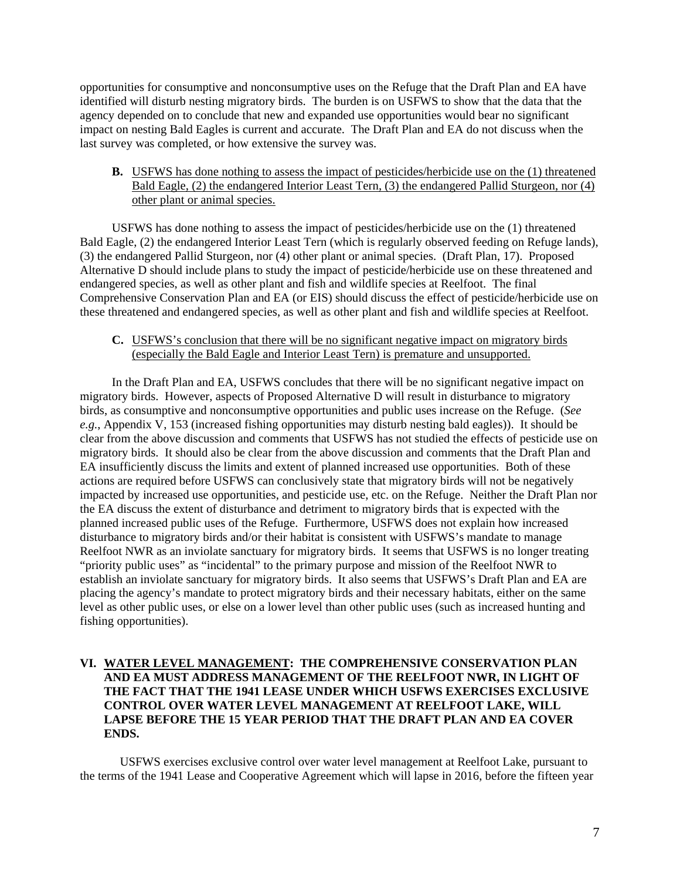opportunities for consumptive and nonconsumptive uses on the Refuge that the Draft Plan and EA have identified will disturb nesting migratory birds. The burden is on USFWS to show that the data that the agency depended on to conclude that new and expanded use opportunities would bear no significant impact on nesting Bald Eagles is current and accurate. The Draft Plan and EA do not discuss when the last survey was completed, or how extensive the survey was.

**B.** <u>USFWS has done nothing to assess the impact of pesticides/herbicide use on the (1) threatened Bald Eagle, (2) the endangered Interior Least Tern, (3) the endangered Pallid Sturgeon, nor (4) other plant or animal species.</u>

USFWS has done nothing to assess the impact of pesticides/herbicide use on the (1) threatened Bald Eagle, (2) the endangered Interior Least Tern (which is regularly observed feeding on Refuge lands), (3) the endangered Pallid Sturgeon, nor (4) other plant or animal species. (Draft Plan, 17). Proposed Alternative D should include plans to study the impact of pesticide/herbicide use on these threatened and endangered species, as well as other plant and fish and wildlife species at Reelfoot. The final Comprehensive Conservation Plan and EA (or EIS) should discuss the effect of pesticide/herbicide use on these threatened and endangered species, as well as other plant and fish and wildlife species at Reelfoot.

**C.** <u>USFWS's conclusion that there will be no significant negative impact on migratory birds (especially the Bald Eagle and Interior Least Tern) is premature and unsupported.</u>

In the Draft Plan and EA, USFWS concludes that there will be no significant negative impact on migratory birds. However, aspects of Proposed Alternative D will result in disturbance to migratory birds, as consumptive and nonconsumptive opportunities and public uses increase on the Refuge. (*See e.g.*, Appendix V, 153 (increased fishing opportunities may disturb nesting bald eagles)). It should be clear from the above discussion and comments that USFWS has not studied the effects of pesticide use on migratory birds. It should also be clear from the above discussion and comments that the Draft Plan and EA insufficiently discuss the limits and extent of planned increased use opportunities. Both of these actions are required before USFWS can conclusively state that migratory birds will not be negatively impacted by increased use opportunities, and pesticide use, etc. on the Refuge. Neither the Draft Plan nor the EA discuss the extent of disturbance and detriment to migratory birds that is expected with the planned increased public uses of the Refuge. Furthermore, USFWS does not explain how increased disturbance to migratory birds and/or their habitat is consistent with USFWS's mandate to manage Reelfoot NWR as an inviolate sanctuary for migratory birds. It seems that USFWS is no longer treating "priority public uses" as "incidental" to the primary purpose and mission of the Reelfoot NWR to establish an inviolate sanctuary for migratory birds. It also seems that USFWS's Draft Plan and EA are placing the agency's mandate to protect migratory birds and their necessary habitats, either on the same level as other public uses, or else on a lower level than other public uses (such as increased hunting and fishing opportunities).

## VI. <u>WATER LEVEL MANAGEMENT</u>: THE COMPREHENSIVE CONSERVATION PLAN AND EA MUST ADDRESS MANAGEMENT OF THE REELFOOT NWR, IN LIGHT OF THE FACT THAT THE 1941 LEASE UNDER WHICH USFWS EXERCISES EXCLUSIVE CONTROL OVER WATER LEVEL MANAGEMENT AT REELFOOT LAKE, WILL LAPSE BEFORE THE 15 YEAR PERIOD THAT THE DRAFT PLAN AND EA COVER ENDS.

USFWS exercises exclusive control over water level management at Reelfoot Lake, pursuant to the terms of the 1941 Lease and Cooperative Agreement which will lapse in 2016, before the fifteen year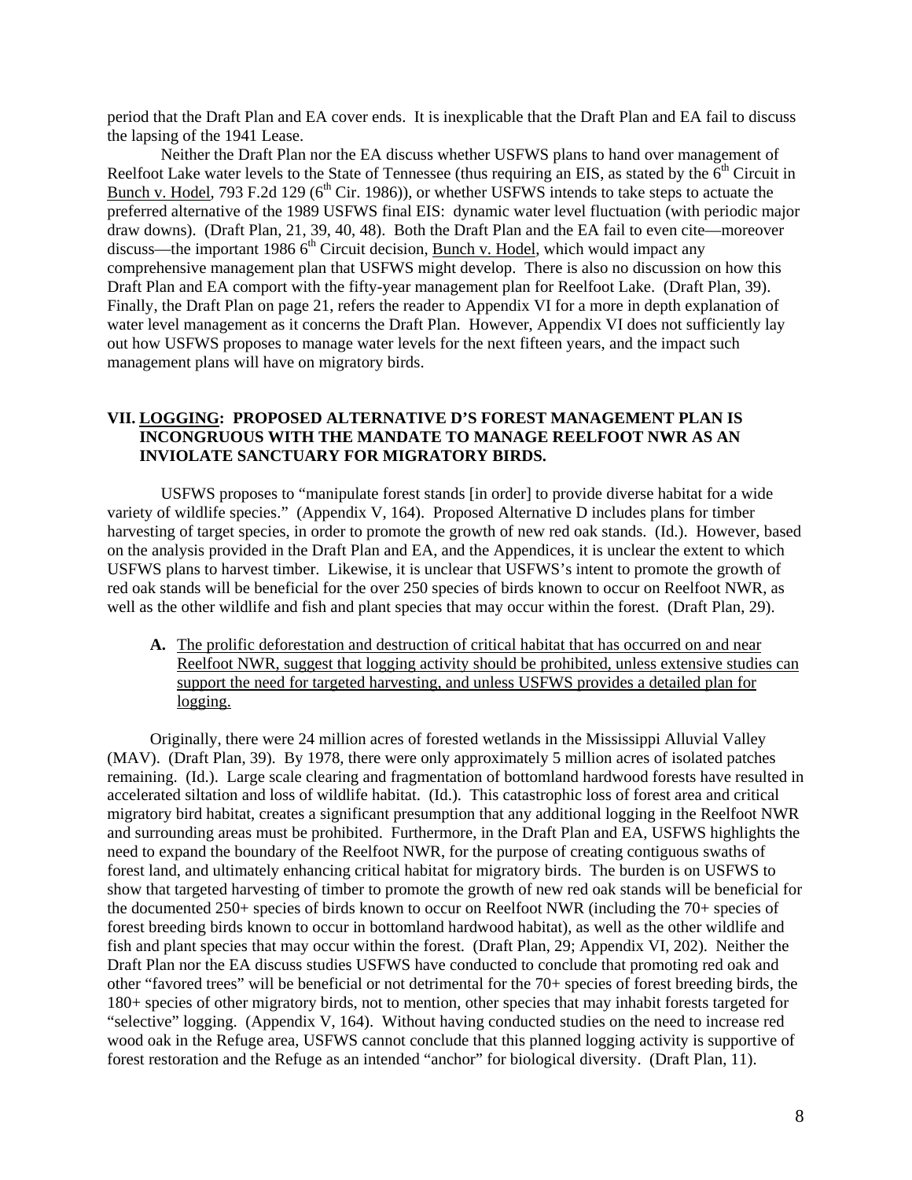period that the Draft Plan and EA cover ends. It is inexplicable that the Draft Plan and EA fail to discuss the lapsing of the 1941 Lease.

Neither the Draft Plan nor the EA discuss whether USFWS plans to hand over management of Reelfoot Lake water levels to the State of Tennessee (thus requiring an EIS, as stated by the 6th Circuit in Bunch v. Hodel, 793 F.2d 129 (6th Cir. 1986)), or whether USFWS intends to take steps to actuate the preferred alternative of the 1989 USFWS final EIS: dynamic water level fluctuation (with periodic major draw downs). (Draft Plan, 21, 39, 40, 48). Both the Draft Plan and the EA fail to even cite—moreover discuss—the important 1986 6th Circuit decision, Bunch v. Hodel, which would impact any comprehensive management plan that USFWS might develop. There is also no discussion on how this Draft Plan and EA comport with the fifty-year management plan for Reelfoot Lake. (Draft Plan, 39). Finally, the Draft Plan on page 21, refers the reader to Appendix VI for a more in depth explanation of water level management as it concerns the Draft Plan. However, Appendix VI does not sufficiently lay out how USFWS proposes to manage water levels for the next fifteen years, and the impact such management plans will have on migratory birds.

## VII. LOGGING: PROPOSED ALTERNATIVE D'S FOREST MANAGEMENT PLAN IS INCONGRUOUS WITH THE MANDATE TO MANAGE REELFOOT NWR AS AN INVIOLATE SANCTUARY FOR MIGRATORY BIRDS.

USFWS proposes to "manipulate forest stands [in order] to provide diverse habitat for a wide variety of wildlife species." (Appendix V, 164). Proposed Alternative D includes plans for timber harvesting of target species, in order to promote the growth of new red oak stands. (Id.). However, based on the analysis provided in the Draft Plan and EA, and the Appendices, it is unclear the extent to which USFWS plans to harvest timber. Likewise, it is unclear that USFWS's intent to promote the growth of red oak stands will be beneficial for the over 250 species of birds known to occur on Reelfoot NWR, as well as the other wildlife and fish and plant species that may occur within the forest. (Draft Plan, 29).

### A. The prolific deforestation and destruction of critical habitat that has occurred on and near Reelfoot NWR, suggest that logging activity should be prohibited, unless extensive studies can support the need for targeted harvesting, and unless USFWS provides a detailed plan for logging.

Originally, there were 24 million acres of forested wetlands in the Mississippi Alluvial Valley (MAV). (Draft Plan, 39). By 1978, there were only approximately 5 million acres of isolated patches remaining. (Id.). Large scale clearing and fragmentation of bottomland hardwood forests have resulted in accelerated siltation and loss of wildlife habitat. (Id.). This catastrophic loss of forest area and critical migratory bird habitat, creates a significant presumption that any additional logging in the Reelfoot NWR and surrounding areas must be prohibited. Furthermore, in the Draft Plan and EA, USFWS highlights the need to expand the boundary of the Reelfoot NWR, for the purpose of creating contiguous swaths of forest land, and ultimately enhancing critical habitat for migratory birds. The burden is on USFWS to show that targeted harvesting of timber to promote the growth of new red oak stands will be beneficial for the documented 250+ species of birds known to occur on Reelfoot NWR (including the 70+ species of forest breeding birds known to occur in bottomland hardwood habitat), as well as the other wildlife and fish and plant species that may occur within the forest. (Draft Plan, 29; Appendix VI, 202). Neither the Draft Plan nor the EA discuss studies USFWS have conducted to conclude that promoting red oak and other "favored trees" will be beneficial or not detrimental for the 70+ species of forest breeding birds, the 180+ species of other migratory birds, not to mention, other species that may inhabit forests targeted for "selective" logging. (Appendix V, 164). Without having conducted studies on the need to increase red wood oak in the Refuge area, USFWS cannot conclude that this planned logging activity is supportive of forest restoration and the Refuge as an intended "anchor" for biological diversity. (Draft Plan, 11).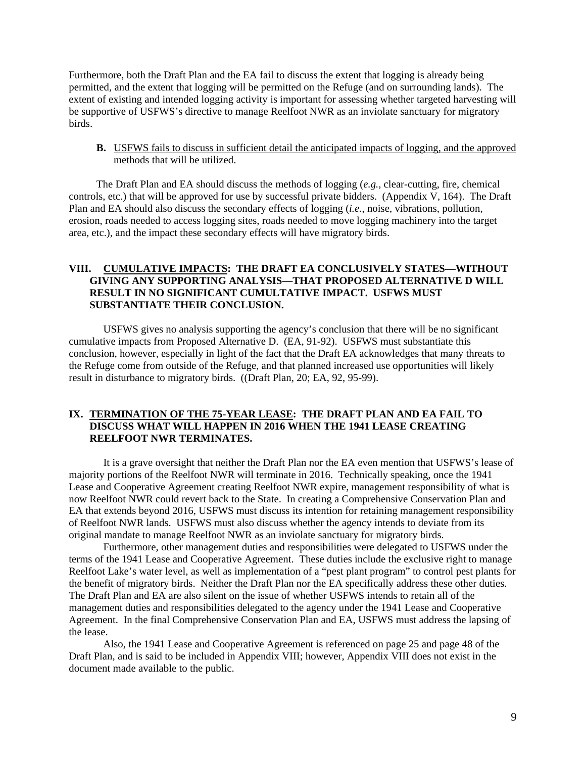Furthermore, both the Draft Plan and the EA fail to discuss the extent that logging is already being permitted, and the extent that logging will be permitted on the Refuge (and on surrounding lands). The extent of existing and intended logging activity is important for assessing whether targeted harvesting will be supportive of USFWS's directive to manage Reelfoot NWR as an inviolate sanctuary for migratory birds.

**B.** USFWS fails to discuss in sufficient detail the anticipated impacts of logging, and the approved methods that will be utilized.

The Draft Plan and EA should discuss the methods of logging (*e.g.*, clear-cutting, fire, chemical controls, etc.) that will be approved for use by successful private bidders. (Appendix V, 164). The Draft Plan and EA should also discuss the secondary effects of logging (*i.e.*, noise, vibrations, pollution, erosion, roads needed to access logging sites, roads needed to move logging machinery into the target area, etc.), and the impact these secondary effects will have migratory birds.

## VIII. CUMULATIVE IMPACTS: THE DRAFT EA CONCLUSIVELY STATES—WITHOUT GIVING ANY SUPPORTING ANALYSIS—THAT PROPOSED ALTERNATIVE D WILL RESULT IN NO SIGNIFICANT CUMULTATIVE IMPACT. USFWS MUST SUBSTANTIATE THEIR CONCLUSION.

USFWS gives no analysis supporting the agency's conclusion that there will be no significant cumulative impacts from Proposed Alternative D. (EA, 91-92). USFWS must substantiate this conclusion, however, especially in light of the fact that the Draft EA acknowledges that many threats to the Refuge come from outside of the Refuge, and that planned increased use opportunities will likely result in disturbance to migratory birds. ((Draft Plan, 20; EA, 92, 95-99).

## IX. TERMINATION OF THE 75-YEAR LEASE: THE DRAFT PLAN AND EA FAIL TO DISCUSS WHAT WILL HAPPEN IN 2016 WHEN THE 1941 LEASE CREATING REELFOOT NWR TERMINATES.

It is a grave oversight that neither the Draft Plan nor the EA even mention that USFWS's lease of majority portions of the Reelfoot NWR will terminate in 2016. Technically speaking, once the 1941 Lease and Cooperative Agreement creating Reelfoot NWR expire, management responsibility of what is now Reelfoot NWR could revert back to the State. In creating a Comprehensive Conservation Plan and EA that extends beyond 2016, USFWS must discuss its intention for retaining management responsibility of Reelfoot NWR lands. USFWS must also discuss whether the agency intends to deviate from its original mandate to manage Reelfoot NWR as an inviolate sanctuary for migratory birds.

Furthermore, other management duties and responsibilities were delegated to USFWS under the terms of the 1941 Lease and Cooperative Agreement. These duties include the exclusive right to manage Reelfoot Lake's water level, as well as implementation of a "pest plant program" to control pest plants for the benefit of migratory birds. Neither the Draft Plan nor the EA specifically address these other duties. The Draft Plan and EA are also silent on the issue of whether USFWS intends to retain all of the management duties and responsibilities delegated to the agency under the 1941 Lease and Cooperative Agreement. In the final Comprehensive Conservation Plan and EA, USFWS must address the lapsing of the lease.

Also, the 1941 Lease and Cooperative Agreement is referenced on page 25 and page 48 of the Draft Plan, and is said to be included in Appendix VIII; however, Appendix VIII does not exist in the document made available to the public.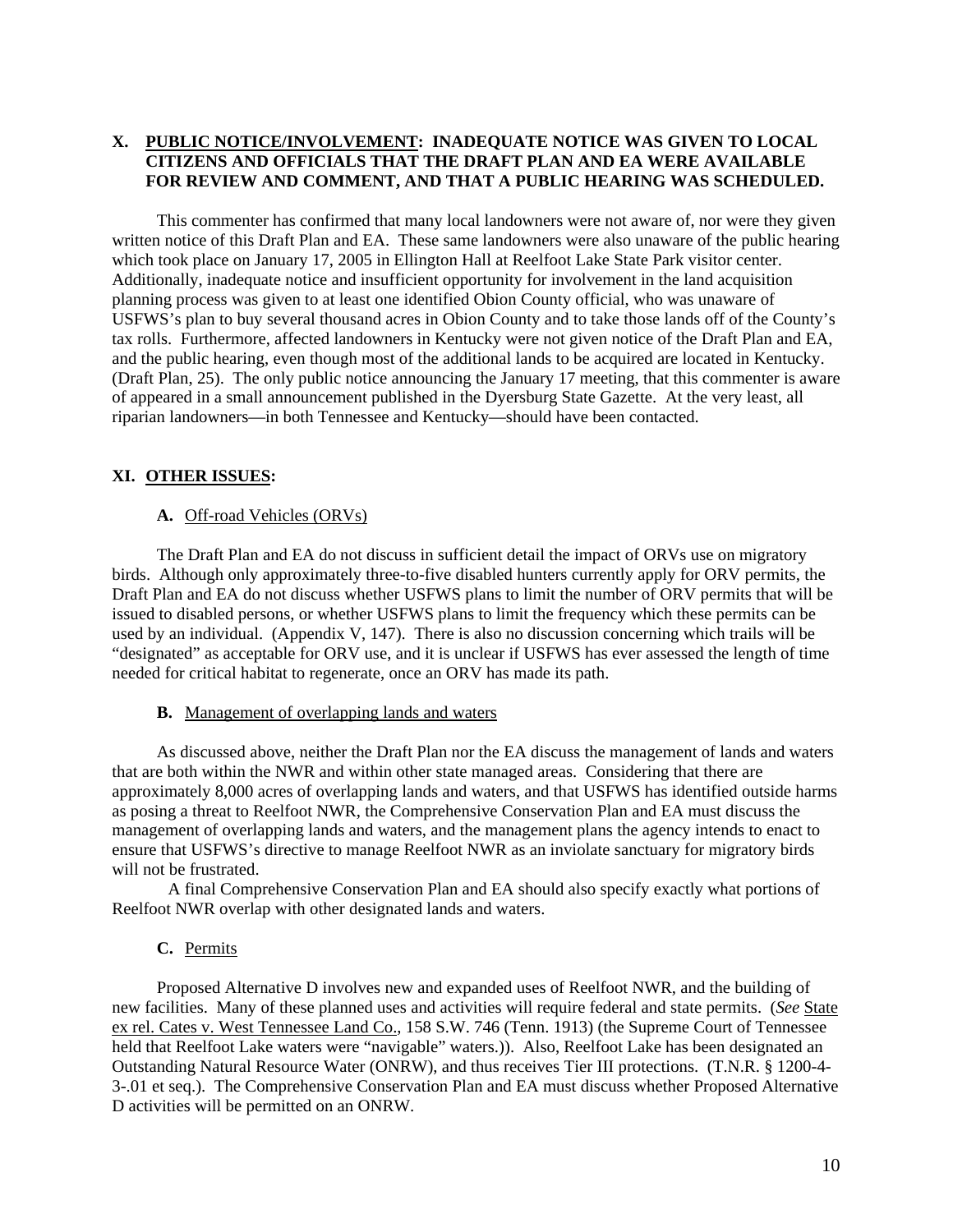## X. <u>PUBLIC NOTICE/INVOLVEMENT</u>: INADEQUATE NOTICE WAS GIVEN TO LOCAL CITIZENS AND OFFICIALS THAT THE DRAFT PLAN AND EA WERE AVAILABLE FOR REVIEW AND COMMENT, AND THAT A PUBLIC HEARING WAS SCHEDULED.

This commenter has confirmed that many local landowners were not aware of, nor were they given written notice of this Draft Plan and EA. These same landowners were also unaware of the public hearing which took place on January 17, 2005 in Ellington Hall at Reelfoot Lake State Park visitor center. Additionally, inadequate notice and insufficient opportunity for involvement in the land acquisition planning process was given to at least one identified Obion County official, who was unaware of USFWS's plan to buy several thousand acres in Obion County and to take those lands off of the County's tax rolls. Furthermore, affected landowners in Kentucky were not given notice of the Draft Plan and EA, and the public hearing, even though most of the additional lands to be acquired are located in Kentucky. (Draft Plan, 25). The only public notice announcing the January 17 meeting, that this commenter is aware of appeared in a small announcement published in the Dyersburg State Gazette. At the very least, all riparian landowners—in both Tennessee and Kentucky—should have been contacted.

## XI. <u>OTHER ISSUES</u>:

### A. <u>Off-road Vehicles (ORVs)</u>

The Draft Plan and EA do not discuss in sufficient detail the impact of ORVs use on migratory birds. Although only approximately three-to-five disabled hunters currently apply for ORV permits, the Draft Plan and EA do not discuss whether USFWS plans to limit the number of ORV permits that will be issued to disabled persons, or whether USFWS plans to limit the frequency which these permits can be used by an individual. (Appendix V, 147). There is also no discussion concerning which trails will be "designated" as acceptable for ORV use, and it is unclear if USFWS has ever assessed the length of time needed for critical habitat to regenerate, once an ORV has made its path.

### B. <u>Management of overlapping lands and waters</u>

As discussed above, neither the Draft Plan nor the EA discuss the management of lands and waters that are both within the NWR and within other state managed areas. Considering that there are approximately 8,000 acres of overlapping lands and waters, and that USFWS has identified outside harms as posing a threat to Reelfoot NWR, the Comprehensive Conservation Plan and EA must discuss the management of overlapping lands and waters, and the management plans the agency intends to enact to ensure that USFWS's directive to manage Reelfoot NWR as an inviolate sanctuary for migratory birds will not be frustrated.

A final Comprehensive Conservation Plan and EA should also specify exactly what portions of Reelfoot NWR overlap with other designated lands and waters.

### C. <u>Permits</u>

Proposed Alternative D involves new and expanded uses of Reelfoot NWR, and the building of new facilities. Many of these planned uses and activities will require federal and state permits. (*See* <u>State ex rel. Cates v. West Tennessee Land Co.</u>, 158 S.W. 746 (Tenn. 1913) (the Supreme Court of Tennessee held that Reelfoot Lake waters were "navigable" waters.)). Also, Reelfoot Lake has been designated an Outstanding Natural Resource Water (ONRW), and thus receives Tier III protections. (T.N.R. § 1200-4-3-.01 et seq.). The Comprehensive Conservation Plan and EA must discuss whether Proposed Alternative D activities will be permitted on an ONRW.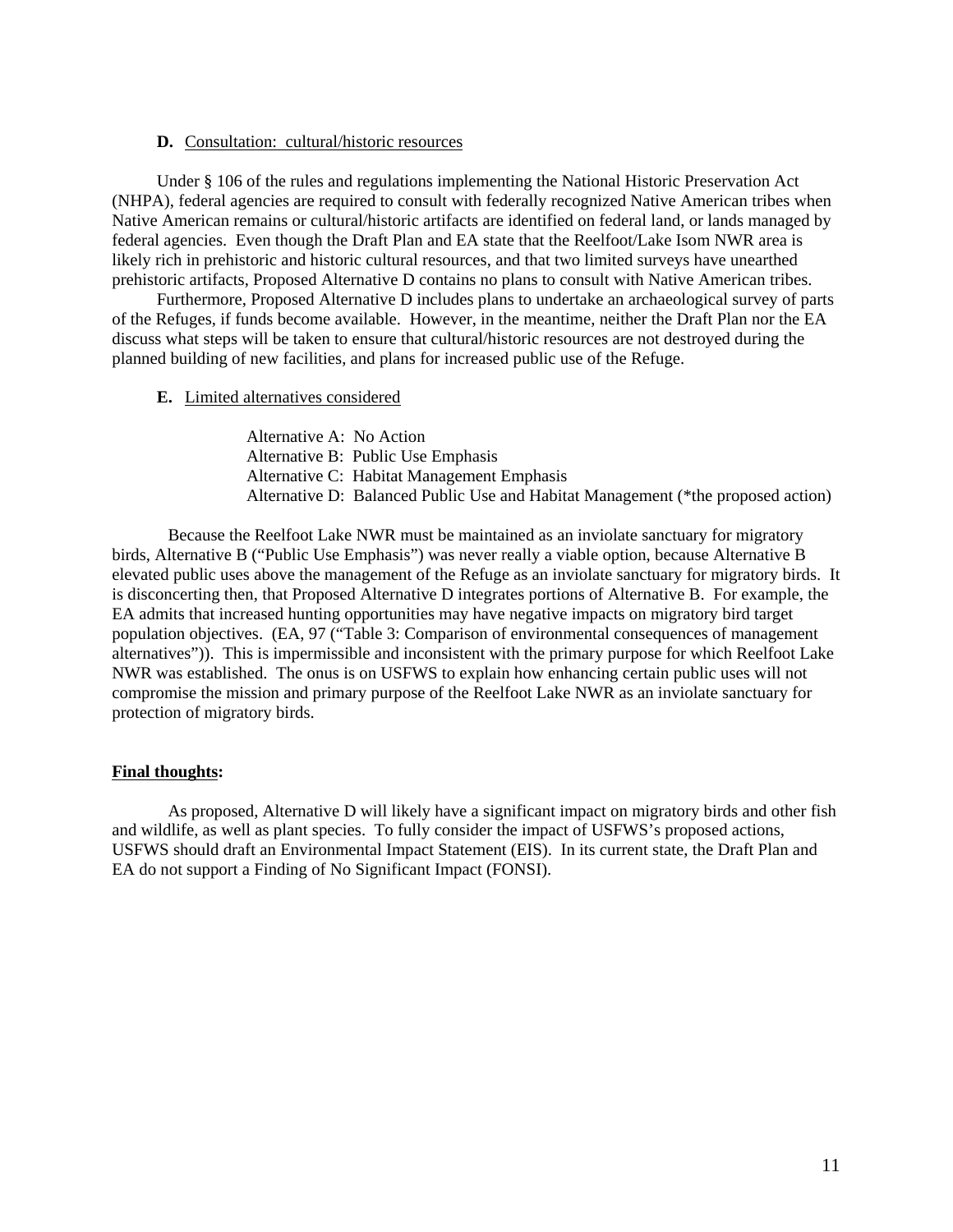**D.** Consultation: cultural/historic resources

Under § 106 of the rules and regulations implementing the National Historic Preservation Act (NHPA), federal agencies are required to consult with federally recognized Native American tribes when Native American remains or cultural/historic artifacts are identified on federal land, or lands managed by federal agencies. Even though the Draft Plan and EA state that the Reelfoot/Lake Isom NWR area is likely rich in prehistoric and historic cultural resources, and that two limited surveys have unearthed prehistoric artifacts, Proposed Alternative D contains no plans to consult with Native American tribes.

Furthermore, Proposed Alternative D includes plans to undertake an archaeological survey of parts of the Refuges, if funds become available. However, in the meantime, neither the Draft Plan nor the EA discuss what steps will be taken to ensure that cultural/historic resources are not destroyed during the planned building of new facilities, and plans for increased public use of the Refuge.

**E.** Limited alternatives considered

Alternative A: No Action
Alternative B: Public Use Emphasis
Alternative C: Habitat Management Emphasis
Alternative D: Balanced Public Use and Habitat Management (*the proposed action)

Because the Reelfoot Lake NWR must be maintained as an inviolate sanctuary for migratory birds, Alternative B ("Public Use Emphasis") was never really a viable option, because Alternative B elevated public uses above the management of the Refuge as an inviolate sanctuary for migratory birds. It is disconcerting then, that Proposed Alternative D integrates portions of Alternative B. For example, the EA admits that increased hunting opportunities may have negative impacts on migratory bird target population objectives. (EA, 97 ("Table 3: Comparison of environmental consequences of management alternatives")). This is impermissible and inconsistent with the primary purpose for which Reelfoot Lake NWR was established. The onus is on USFWS to explain how enhancing certain public uses will not compromise the mission and primary purpose of the Reelfoot Lake NWR as an inviolate sanctuary for protection of migratory birds.

**Final thoughts:**

As proposed, Alternative D will likely have a significant impact on migratory birds and other fish and wildlife, as well as plant species. To fully consider the impact of USFWS's proposed actions, USFWS should draft an Environmental Impact Statement (EIS). In its current state, the Draft Plan and EA do not support a Finding of No Significant Impact (FONSI).